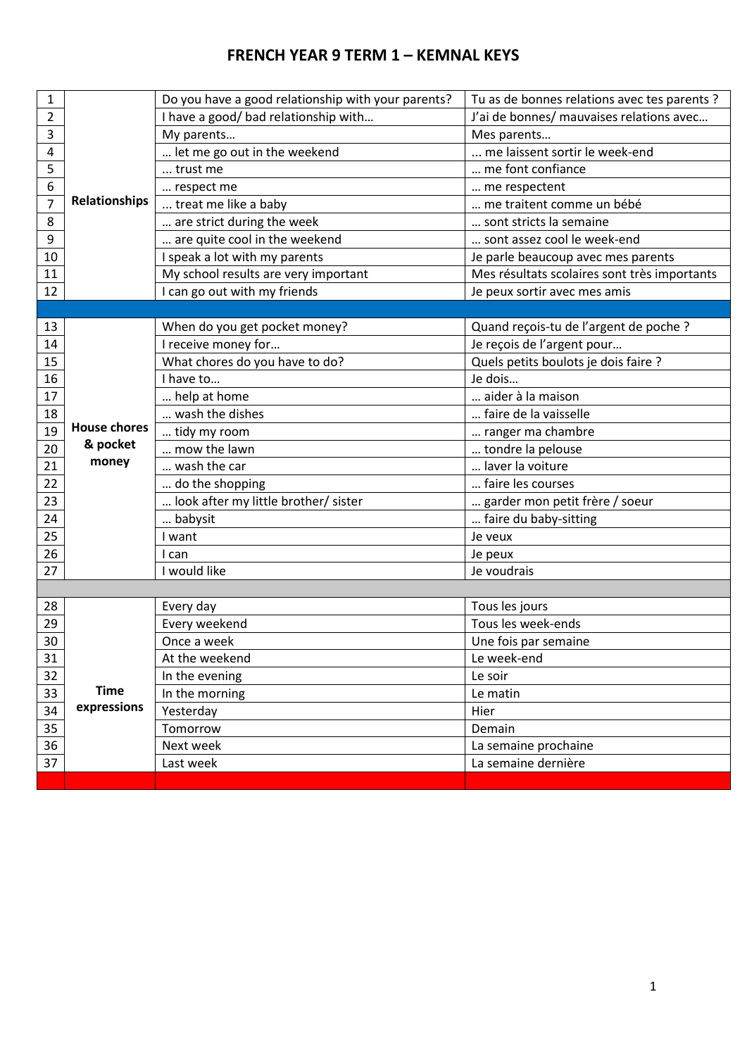# FRENCH YEAR 9 TERM 1 – KEMNAL KEYS

| | | | |
|---|---|---|---|
| 1 | **Relationships** | Do you have a good relationship with your parents? | Tu as de bonnes relations avec tes parents ? |
| 2 | | I have a good/ bad relationship with… | J'ai de bonnes/ mauvaises relations avec… |
| 3 | | My parents… | Mes parents… |
| 4 | | … let me go out in the weekend | ... me laissent sortir le week-end |
| 5 | | … trust me | … me font confiance |
| 6 | | … respect me | … me respectent |
| 7 | | ... treat me like a baby | … me traitent comme un bébé |
| 8 | | … are strict during the week | … sont stricts la semaine |
| 9 | | … are quite cool in the weekend | … sont assez cool le week-end |
| 10 | | I speak a lot with my parents | Je parle beaucoup avec mes parents |
| 11 | | My school results are very important | Mes résultats scolaires sont très importants |
| 12 | | I can go out with my friends | Je peux sortir avec mes amis |
| | | | |
| 13 | **House chores & pocket money** | When do you get pocket money? | Quand reçois-tu de l'argent de poche ? |
| 14 | | I receive money for… | Je reçois de l'argent pour… |
| 15 | | What chores do you have to do? | Quels petits boulots je dois faire ? |
| 16 | | I have to… | Je dois… |
| 17 | | … help at home | … aider à la maison |
| 18 | | … wash the dishes | … faire de la vaisselle |
| 19 | | … tidy my room | … ranger ma chambre |
| 20 | | … mow the lawn | … tondre la pelouse |
| 21 | | … wash the car | … laver la voiture |
| 22 | | … do the shopping | … faire les courses |
| 23 | | … look after my little brother/ sister | … garder mon petit frère / soeur |
| 24 | | … babysit | … faire du baby-sitting |
| 25 | | I want | Je veux |
| 26 | | I can | Je peux |
| 27 | | I would like | Je voudrais |
| | | | |
| 28 | **Time expressions** | Every day | Tous les jours |
| 29 | | Every weekend | Tous les week-ends |
| 30 | | Once a week | Une fois par semaine |
| 31 | | At the weekend | Le week-end |
| 32 | | In the evening | Le soir |
| 33 | | In the morning | Le matin |
| 34 | | Yesterday | Hier |
| 35 | | Tomorrow | Demain |
| 36 | | Next week | La semaine prochaine |
| 37 | | Last week | La semaine dernière |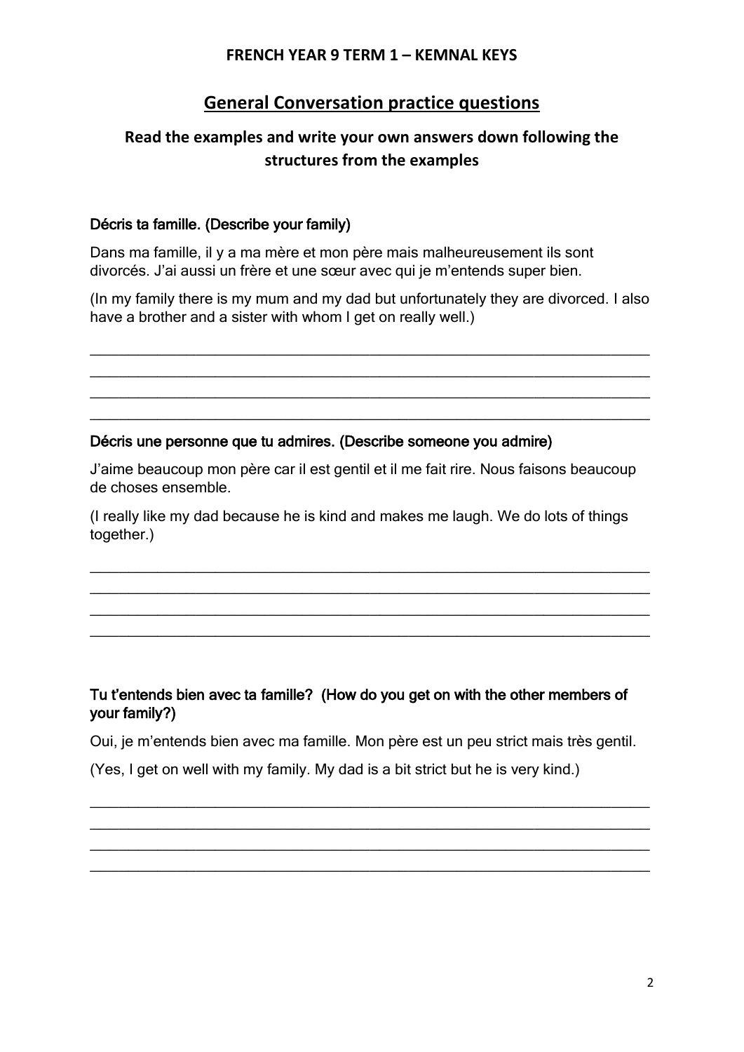**FRENCH YEAR 9 TERM 1 – KEMNAL KEYS**

## General Conversation practice questions

### Read the examples and write your own answers down following the structures from the examples

**Décris ta famille. (Describe your family)**

Dans ma famille, il y a ma mère et mon père mais malheureusement ils sont divorcés. J'ai aussi un frère et une sœur avec qui je m'entends super bien.

(In my family there is my mum and my dad but unfortunately they are divorced. I also have a brother and a sister with whom I get on really well.)

\_\_\_\_\_\_\_\_\_\_\_\_\_\_\_\_\_\_\_\_\_\_\_\_\_\_\_\_\_\_\_\_\_\_\_\_\_\_\_\_\_\_\_\_\_\_\_\_\_\_\_\_\_\_\_\_\_\_\_\_\_\_\_\_\_\_\_\_\_\_\_\_

\_\_\_\_\_\_\_\_\_\_\_\_\_\_\_\_\_\_\_\_\_\_\_\_\_\_\_\_\_\_\_\_\_\_\_\_\_\_\_\_\_\_\_\_\_\_\_\_\_\_\_\_\_\_\_\_\_\_\_\_\_\_\_\_\_\_\_\_\_\_\_\_

\_\_\_\_\_\_\_\_\_\_\_\_\_\_\_\_\_\_\_\_\_\_\_\_\_\_\_\_\_\_\_\_\_\_\_\_\_\_\_\_\_\_\_\_\_\_\_\_\_\_\_\_\_\_\_\_\_\_\_\_\_\_\_\_\_\_\_\_\_\_\_\_

\_\_\_\_\_\_\_\_\_\_\_\_\_\_\_\_\_\_\_\_\_\_\_\_\_\_\_\_\_\_\_\_\_\_\_\_\_\_\_\_\_\_\_\_\_\_\_\_\_\_\_\_\_\_\_\_\_\_\_\_\_\_\_\_\_\_\_\_\_\_\_\_

**Décris une personne que tu admires. (Describe someone you admire)**

J'aime beaucoup mon père car il est gentil et il me fait rire. Nous faisons beaucoup de choses ensemble.

(I really like my dad because he is kind and makes me laugh. We do lots of things together.)

\_\_\_\_\_\_\_\_\_\_\_\_\_\_\_\_\_\_\_\_\_\_\_\_\_\_\_\_\_\_\_\_\_\_\_\_\_\_\_\_\_\_\_\_\_\_\_\_\_\_\_\_\_\_\_\_\_\_\_\_\_\_\_\_\_\_\_\_\_\_\_\_

\_\_\_\_\_\_\_\_\_\_\_\_\_\_\_\_\_\_\_\_\_\_\_\_\_\_\_\_\_\_\_\_\_\_\_\_\_\_\_\_\_\_\_\_\_\_\_\_\_\_\_\_\_\_\_\_\_\_\_\_\_\_\_\_\_\_\_\_\_\_\_\_

\_\_\_\_\_\_\_\_\_\_\_\_\_\_\_\_\_\_\_\_\_\_\_\_\_\_\_\_\_\_\_\_\_\_\_\_\_\_\_\_\_\_\_\_\_\_\_\_\_\_\_\_\_\_\_\_\_\_\_\_\_\_\_\_\_\_\_\_\_\_\_\_

\_\_\_\_\_\_\_\_\_\_\_\_\_\_\_\_\_\_\_\_\_\_\_\_\_\_\_\_\_\_\_\_\_\_\_\_\_\_\_\_\_\_\_\_\_\_\_\_\_\_\_\_\_\_\_\_\_\_\_\_\_\_\_\_\_\_\_\_\_\_\_\_

**Tu t'entends bien avec ta famille? (How do you get on with the other members of your family?)**

Oui, je m'entends bien avec ma famille. Mon père est un peu strict mais très gentil.

(Yes, I get on well with my family. My dad is a bit strict but he is very kind.)

\_\_\_\_\_\_\_\_\_\_\_\_\_\_\_\_\_\_\_\_\_\_\_\_\_\_\_\_\_\_\_\_\_\_\_\_\_\_\_\_\_\_\_\_\_\_\_\_\_\_\_\_\_\_\_\_\_\_\_\_\_\_\_\_\_\_\_\_\_\_\_\_

\_\_\_\_\_\_\_\_\_\_\_\_\_\_\_\_\_\_\_\_\_\_\_\_\_\_\_\_\_\_\_\_\_\_\_\_\_\_\_\_\_\_\_\_\_\_\_\_\_\_\_\_\_\_\_\_\_\_\_\_\_\_\_\_\_\_\_\_\_\_\_\_

\_\_\_\_\_\_\_\_\_\_\_\_\_\_\_\_\_\_\_\_\_\_\_\_\_\_\_\_\_\_\_\_\_\_\_\_\_\_\_\_\_\_\_\_\_\_\_\_\_\_\_\_\_\_\_\_\_\_\_\_\_\_\_\_\_\_\_\_\_\_\_\_

\_\_\_\_\_\_\_\_\_\_\_\_\_\_\_\_\_\_\_\_\_\_\_\_\_\_\_\_\_\_\_\_\_\_\_\_\_\_\_\_\_\_\_\_\_\_\_\_\_\_\_\_\_\_\_\_\_\_\_\_\_\_\_\_\_\_\_\_\_\_\_\_